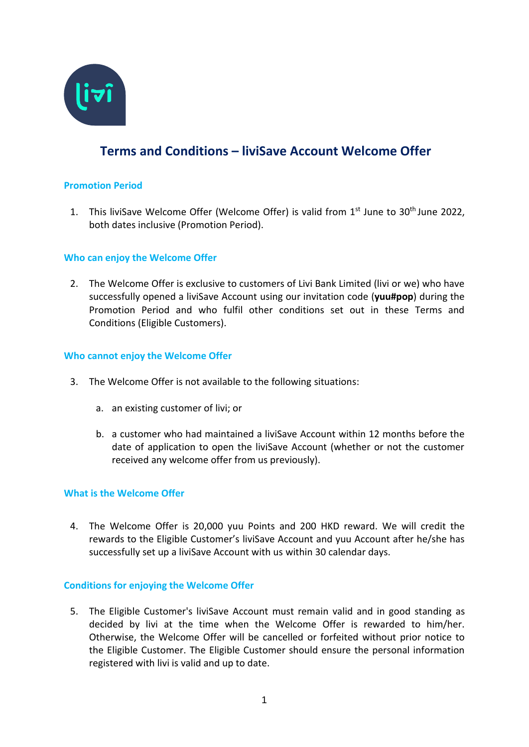# Terms and Conditions – liviSave Account Welcome Offer

## Promotion Period

1. This liviSave Welcome Offer (Welcome Offer) is valid from 1st June to 30th June 2022, both dates inclusive (Promotion Period).

## Who can enjoy the Welcome Offer

2. The Welcome Offer is exclusive to customers of Livi Bank Limited (livi or we) who have successfully opened a liviSave Account using our invitation code (**yuu#pop**) during the Promotion Period and who fulfil other conditions set out in these Terms and Conditions (Eligible Customers).

## Who cannot enjoy the Welcome Offer

3. The Welcome Offer is not available to the following situations:

   a. an existing customer of livi; or

   b. a customer who had maintained a liviSave Account within 12 months before the date of application to open the liviSave Account (whether or not the customer received any welcome offer from us previously).

## What is the Welcome Offer

4. The Welcome Offer is 20,000 yuu Points and 200 HKD reward. We will credit the rewards to the Eligible Customer's liviSave Account and yuu Account after he/she has successfully set up a liviSave Account with us within 30 calendar days.

## Conditions for enjoying the Welcome Offer

5. The Eligible Customer's liviSave Account must remain valid and in good standing as decided by livi at the time when the Welcome Offer is rewarded to him/her. Otherwise, the Welcome Offer will be cancelled or forfeited without prior notice to the Eligible Customer. The Eligible Customer should ensure the personal information registered with livi is valid and up to date.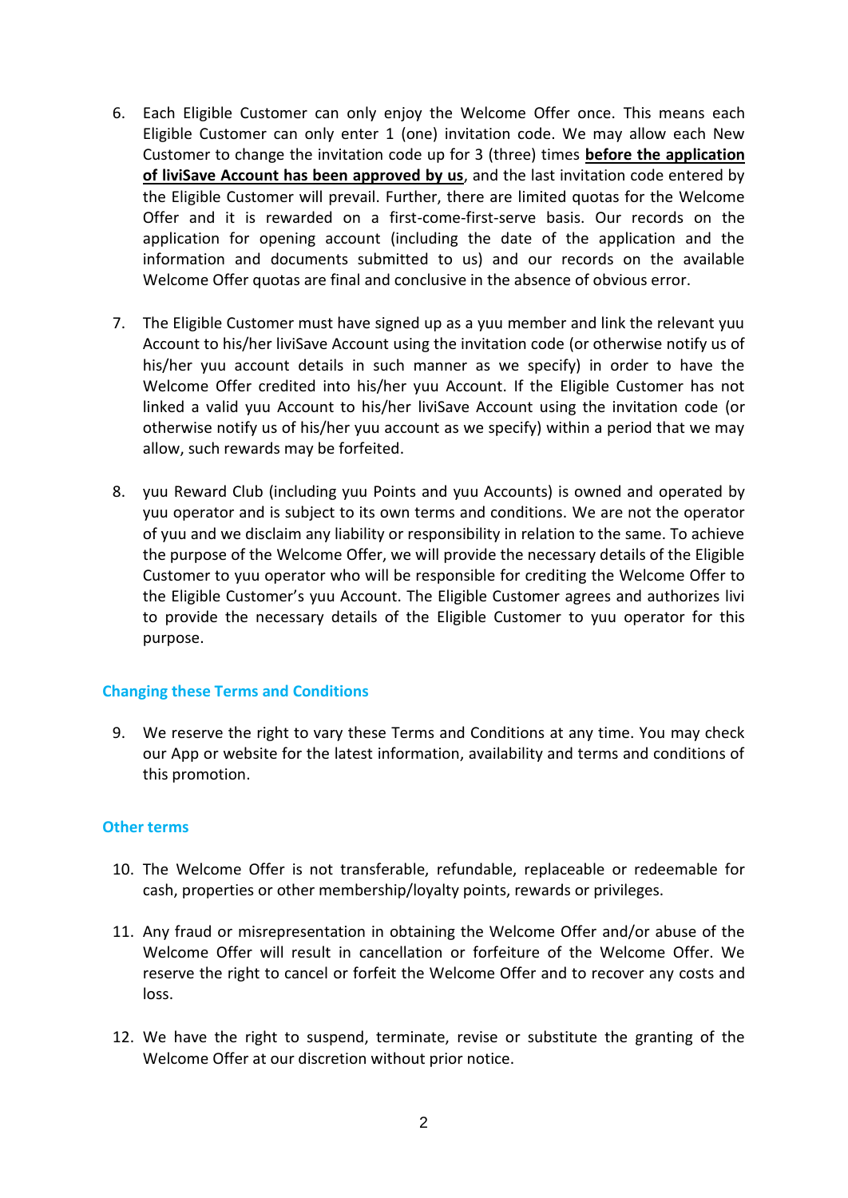6. Each Eligible Customer can only enjoy the Welcome Offer once. This means each Eligible Customer can only enter 1 (one) invitation code. We may allow each New Customer to change the invitation code up for 3 (three) times **before the application of liviSave Account has been approved by us**, and the last invitation code entered by the Eligible Customer will prevail. Further, there are limited quotas for the Welcome Offer and it is rewarded on a first-come-first-serve basis. Our records on the application for opening account (including the date of the application and the information and documents submitted to us) and our records on the available Welcome Offer quotas are final and conclusive in the absence of obvious error.

7. The Eligible Customer must have signed up as a yuu member and link the relevant yuu Account to his/her liviSave Account using the invitation code (or otherwise notify us of his/her yuu account details in such manner as we specify) in order to have the Welcome Offer credited into his/her yuu Account. If the Eligible Customer has not linked a valid yuu Account to his/her liviSave Account using the invitation code (or otherwise notify us of his/her yuu account as we specify) within a period that we may allow, such rewards may be forfeited.

8. yuu Reward Club (including yuu Points and yuu Accounts) is owned and operated by yuu operator and is subject to its own terms and conditions. We are not the operator of yuu and we disclaim any liability or responsibility in relation to the same. To achieve the purpose of the Welcome Offer, we will provide the necessary details of the Eligible Customer to yuu operator who will be responsible for crediting the Welcome Offer to the Eligible Customer's yuu Account. The Eligible Customer agrees and authorizes livi to provide the necessary details of the Eligible Customer to yuu operator for this purpose.

### Changing these Terms and Conditions

9. We reserve the right to vary these Terms and Conditions at any time. You may check our App or website for the latest information, availability and terms and conditions of this promotion.

### Other terms

10. The Welcome Offer is not transferable, refundable, replaceable or redeemable for cash, properties or other membership/loyalty points, rewards or privileges.

11. Any fraud or misrepresentation in obtaining the Welcome Offer and/or abuse of the Welcome Offer will result in cancellation or forfeiture of the Welcome Offer. We reserve the right to cancel or forfeit the Welcome Offer and to recover any costs and loss.

12. We have the right to suspend, terminate, revise or substitute the granting of the Welcome Offer at our discretion without prior notice.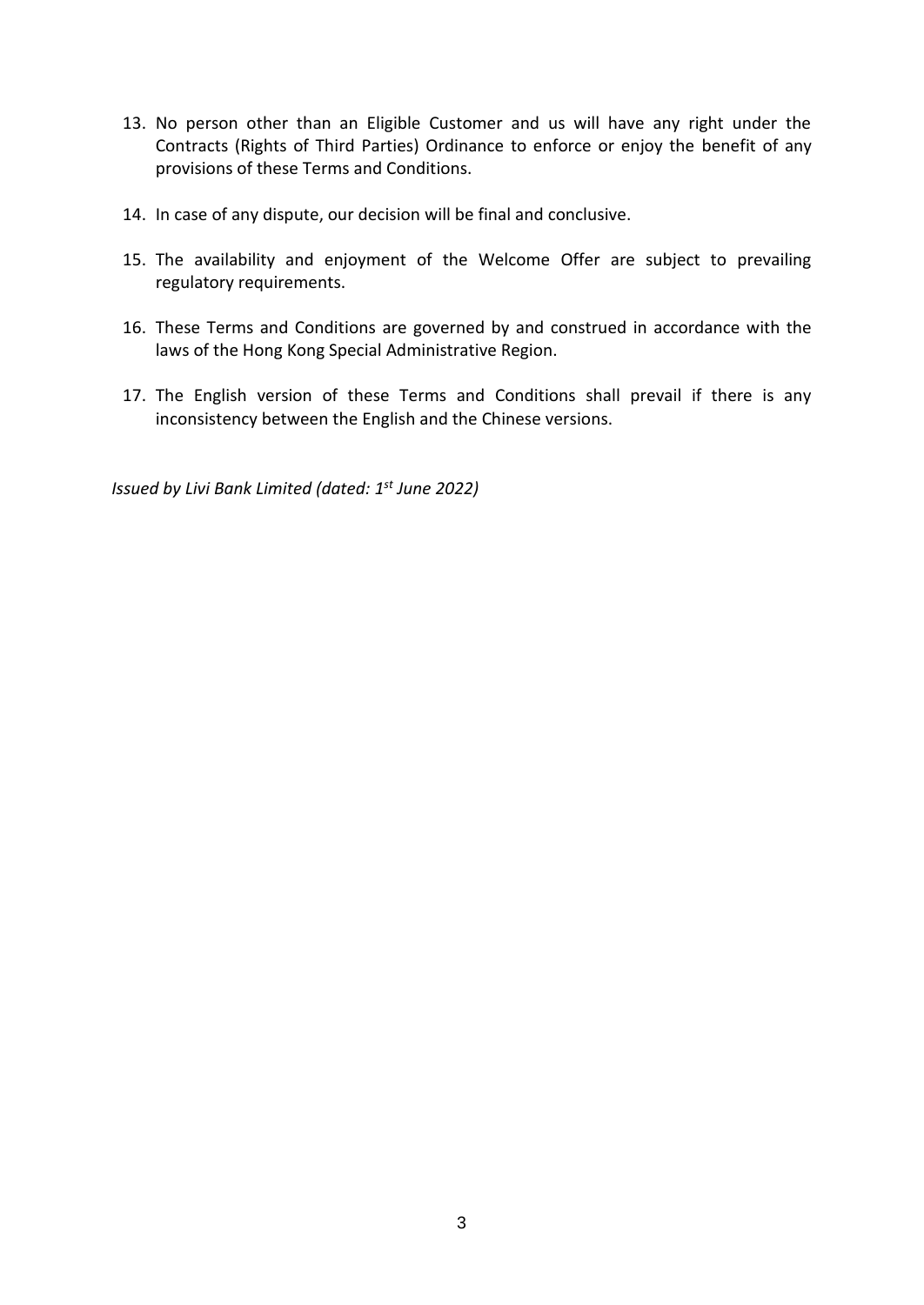13. No person other than an Eligible Customer and us will have any right under the Contracts (Rights of Third Parties) Ordinance to enforce or enjoy the benefit of any provisions of these Terms and Conditions.

14. In case of any dispute, our decision will be final and conclusive.

15. The availability and enjoyment of the Welcome Offer are subject to prevailing regulatory requirements.

16. These Terms and Conditions are governed by and construed in accordance with the laws of the Hong Kong Special Administrative Region.

17. The English version of these Terms and Conditions shall prevail if there is any inconsistency between the English and the Chinese versions.

*Issued by Livi Bank Limited (dated: 1st June 2022)*